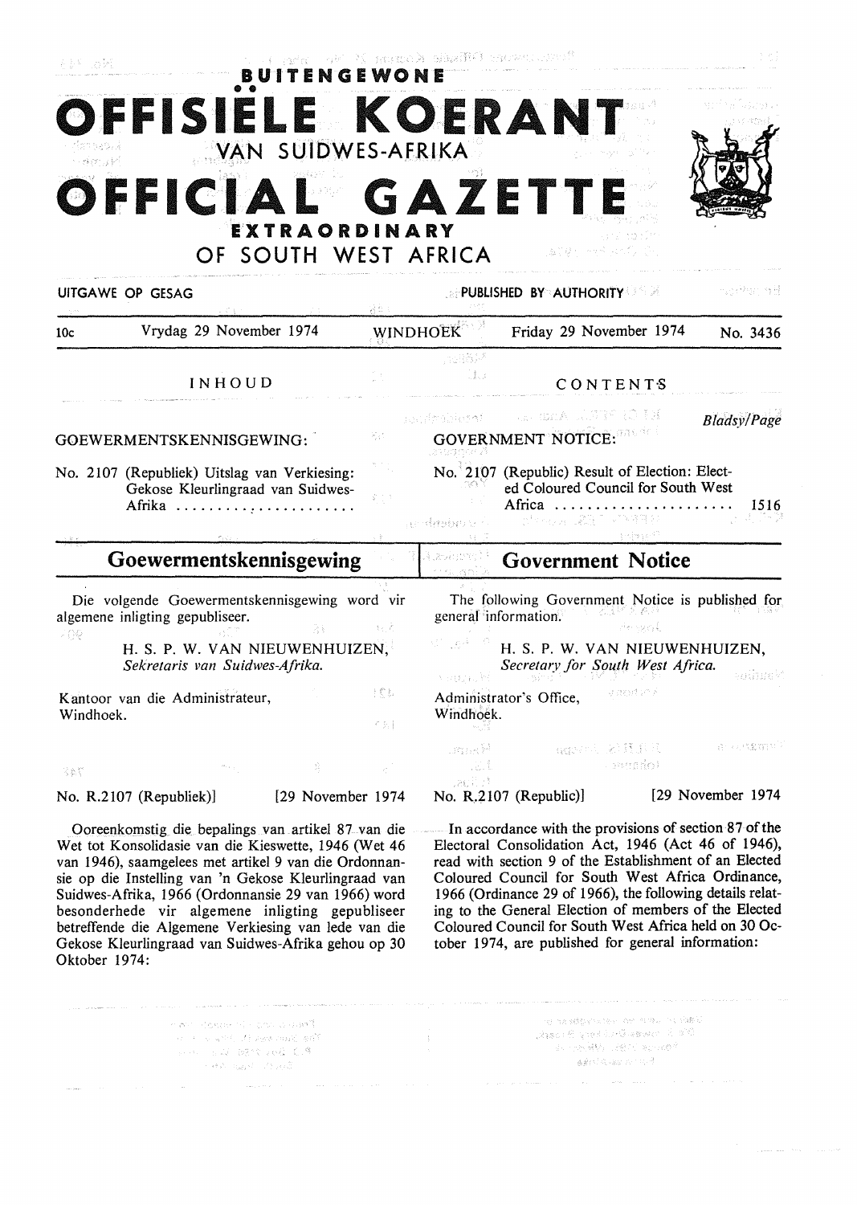# BUITENGEWONE OFFISIËLE KOERANT VAN SUIDWES-AFRIKA

# OFFICIAL GAZETTE EXTRAORDINARY OF SOUTH WEST AFRICA

UITGAWE OP GESAG — PUBLISHED BY AUTHORITY

| | | | | |
|---|---|---|---|---|
| 10c | Vrydag 29 November 1974 | WINDHOEK | Friday 29 November 1974 | No. 3436 |

**INHOUD**

GOEWERMENTSKENNISGEWING:

No. 2107 (Republiek) Uitslag van Verkiesing: Gekose Kleurlingraad van Suidwes-Afrika ......................

**CONTENTS**

*Bladsy/Page*

GOVERNMENT NOTICE:

No. 2107 (Republic) Result of Election: Elected Coloured Council for South West Africa ...................... 1516

## Goewermentskennisgewing

Die volgende Goewermentskennisgewing word vir algemene inligting gepubliseer.

H. S. P. W. VAN NIEUWENHUIZEN,
*Sekretaris van Suidwes-Afrika.*

Kantoor van die Administrateur,
Windhoek.

No. R.2107 (Republiek)] [29 November 1974

Ooreenkomstig die bepalings van artikel 87 van die Wet tot Konsolidasie van die Kieswette, 1946 (Wet 46 van 1946), saamgelees met artikel 9 van die Ordonnansie op die Instelling van 'n Gekose Kleurlingraad van Suidwes-Afrika, 1966 (Ordonnansie 29 van 1966) word besonderhede vir algemene inligting gepubliseer betreffende die Algemene Verkiesing van lede van die Gekose Kleurlingraad van Suidwes-Afrika gehou op 30 Oktober 1974:

## Government Notice

The following Government Notice is published for general information.

H. S. P. W. VAN NIEUWENHUIZEN,
*Secretary for South West Africa.*

Administrator's Office,
Windhoek.

No. R.2107 (Republic)] [29 November 1974

In accordance with the provisions of section 87 of the Electoral Consolidation Act, 1946 (Act 46 of 1946), read with section 9 of the Establishment of an Elected Coloured Council for South West Africa Ordinance, 1966 (Ordinance 29 of 1966), the following details relating to the General Election of members of the Elected Coloured Council for South West Africa held on 30 October 1974, are published for general information: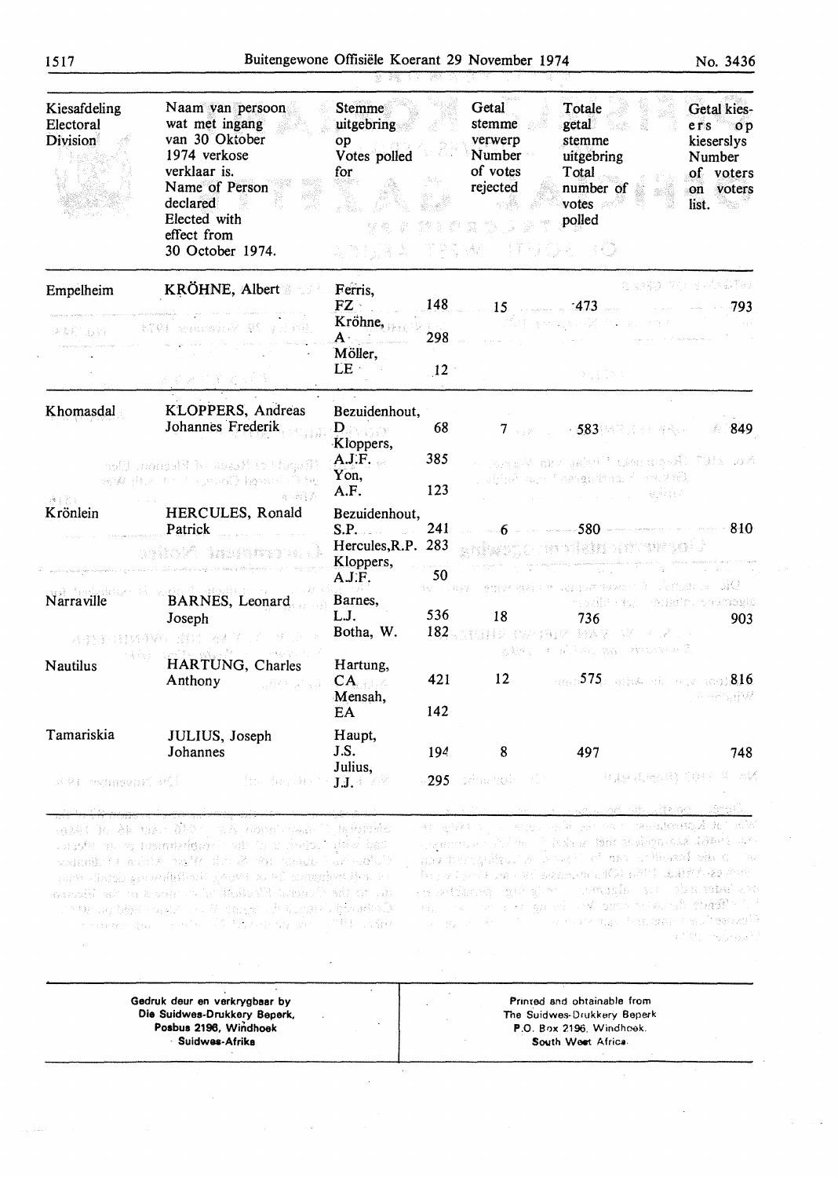| Kiesafdeling Electoral Division | Naam van persoon wat met ingang van 30 Oktober 1974 verkose verklaar is. Name of Person declared Elected with effect from 30 October 1974. | Stemme uitgebring op Votes polled for | | Getal stemme verwerp Number of votes rejected | Totale getal stemme uitgebring Total number of votes polled | Getal kies-ers op kieserslys Number of voters on voters list. |
|---|---|---|---|---|---|---|
| Empelheim | KRÖHNE, Albert | Ferris, FZ | 148 | 15 | 473 | 793 |
| | | Kröhne, A | 298 | | | |
| | | Möller, LE | 12 | | | |
| Khomasdal | KLOPPERS, Andreas Johannes Frederik | Bezuidenhout, D | 68 | 7 | 583 | 849 |
| | | Kloppers, A.J.F. | 385 | | | |
| | | Yon, A.F. | 123 | | | |
| Krönlein | HERCULES, Ronald Patrick | Bezuidenhout, S.P. | 241 | 6 | 580 | 810 |
| | | Hercules, R.P. | 283 | | | |
| | | Kloppers, A.J.F. | 50 | | | |
| Narraville | BARNES, Leonard Joseph | Barnes, L.J. | 536 | 18 | 736 | 903 |
| | | Botha, W. | 182 | | | |
| Nautilus | HARTUNG, Charles Anthony | Hartung, CA | 421 | 12 | 575 | 816 |
| | | Mensah, EA | 142 | | | |
| Tamariskia | JULIUS, Joseph Johannes | Haupt, J.S. | 194 | 8 | 497 | 748 |
| | | Julius, J.J. | 295 | | | |

**Gedruk deur en verkrygbaar by Die Suidwes-Drukkery Beperk, Posbus 2196, Windhoek Suidwes-Afrika**

**Printed and obtainable from The Suidwes-Drukkery Beperk P.O. Box 2196, Windhoek. South West Africa.**